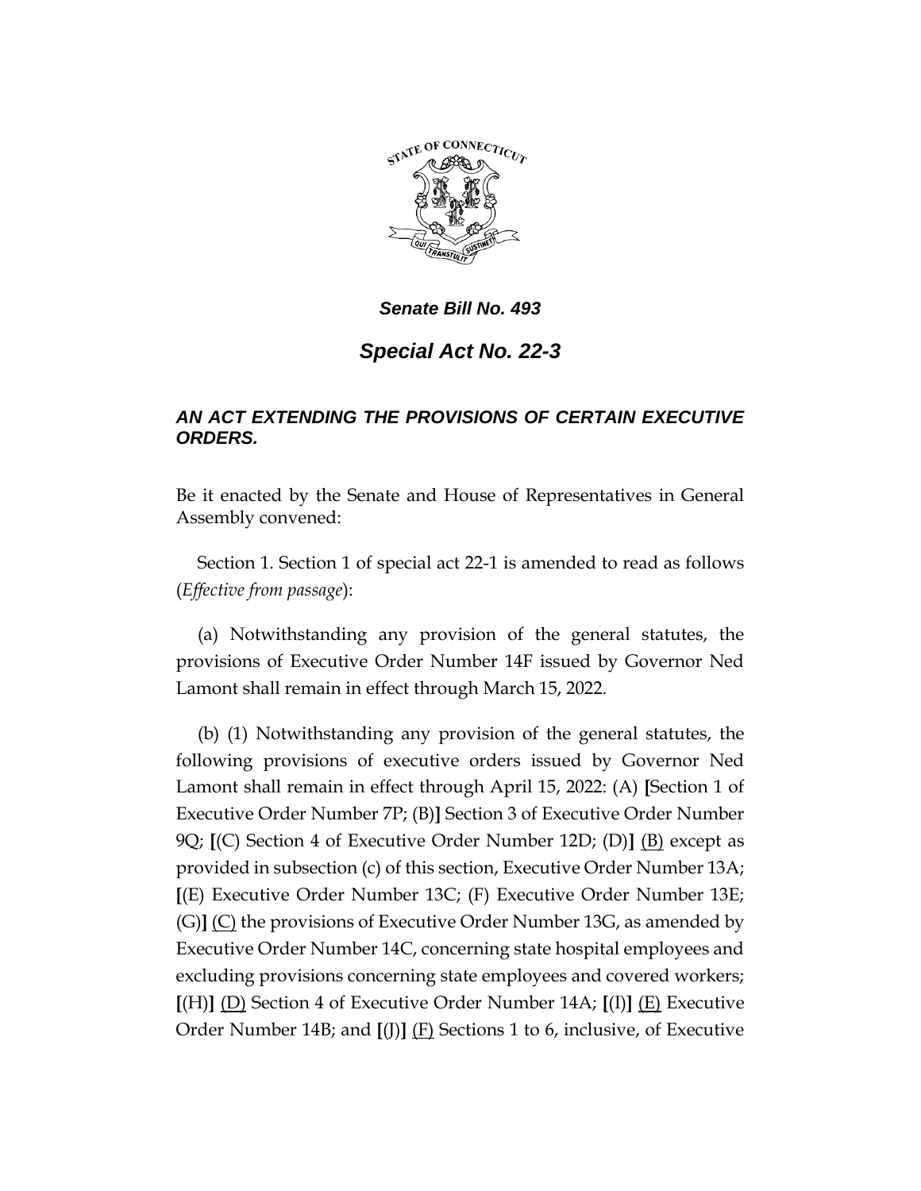*Senate Bill No. 493*

# *Special Act No. 22-3*

## *AN ACT EXTENDING THE PROVISIONS OF CERTAIN EXECUTIVE ORDERS.*

Be it enacted by the Senate and House of Representatives in General Assembly convened:

Section 1. Section 1 of special act 22-1 is amended to read as follows (*Effective from passage*):

(a) Notwithstanding any provision of the general statutes, the provisions of Executive Order Number 14F issued by Governor Ned Lamont shall remain in effect through March 15, 2022.

(b) (1) Notwithstanding any provision of the general statutes, the following provisions of executive orders issued by Governor Ned Lamont shall remain in effect through April 15, 2022: (A) **[**Section 1 of Executive Order Number 7P; (B)**]** Section 3 of Executive Order Number 9Q; **[**(C) Section 4 of Executive Order Number 12D; (D)**]** <u>(B)</u> except as provided in subsection (c) of this section, Executive Order Number 13A; **[**(E) Executive Order Number 13C; (F) Executive Order Number 13E; (G)**]** <u>(C)</u> the provisions of Executive Order Number 13G, as amended by Executive Order Number 14C, concerning state hospital employees and excluding provisions concerning state employees and covered workers; **[**(H)**]** <u>(D)</u> Section 4 of Executive Order Number 14A; **[**(I)**]** <u>(E)</u> Executive Order Number 14B; and **[**(J)**]** <u>(F)</u> Sections 1 to 6, inclusive, of Executive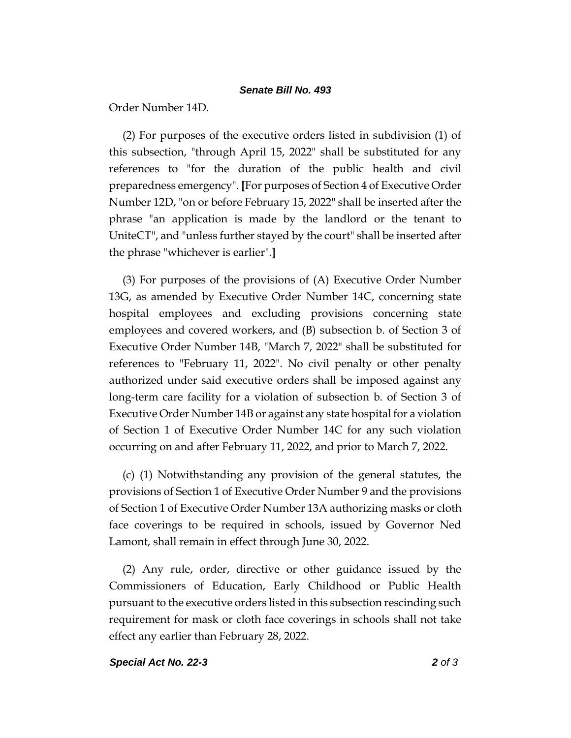Order Number 14D.

(2) For purposes of the executive orders listed in subdivision (1) of this subsection, "through April 15, 2022" shall be substituted for any references to "for the duration of the public health and civil preparedness emergency". **[**For purposes of Section 4 of Executive Order Number 12D, "on or before February 15, 2022" shall be inserted after the phrase "an application is made by the landlord or the tenant to UniteCT", and "unless further stayed by the court" shall be inserted after the phrase "whichever is earlier".**]**

(3) For purposes of the provisions of (A) Executive Order Number 13G, as amended by Executive Order Number 14C, concerning state hospital employees and excluding provisions concerning state employees and covered workers, and (B) subsection b. of Section 3 of Executive Order Number 14B, "March 7, 2022" shall be substituted for references to "February 11, 2022". No civil penalty or other penalty authorized under said executive orders shall be imposed against any long-term care facility for a violation of subsection b. of Section 3 of Executive Order Number 14B or against any state hospital for a violation of Section 1 of Executive Order Number 14C for any such violation occurring on and after February 11, 2022, and prior to March 7, 2022.

(c) (1) Notwithstanding any provision of the general statutes, the provisions of Section 1 of Executive Order Number 9 and the provisions of Section 1 of Executive Order Number 13A authorizing masks or cloth face coverings to be required in schools, issued by Governor Ned Lamont, shall remain in effect through June 30, 2022.

(2) Any rule, order, directive or other guidance issued by the Commissioners of Education, Early Childhood or Public Health pursuant to the executive orders listed in this subsection rescinding such requirement for mask or cloth face coverings in schools shall not take effect any earlier than February 28, 2022.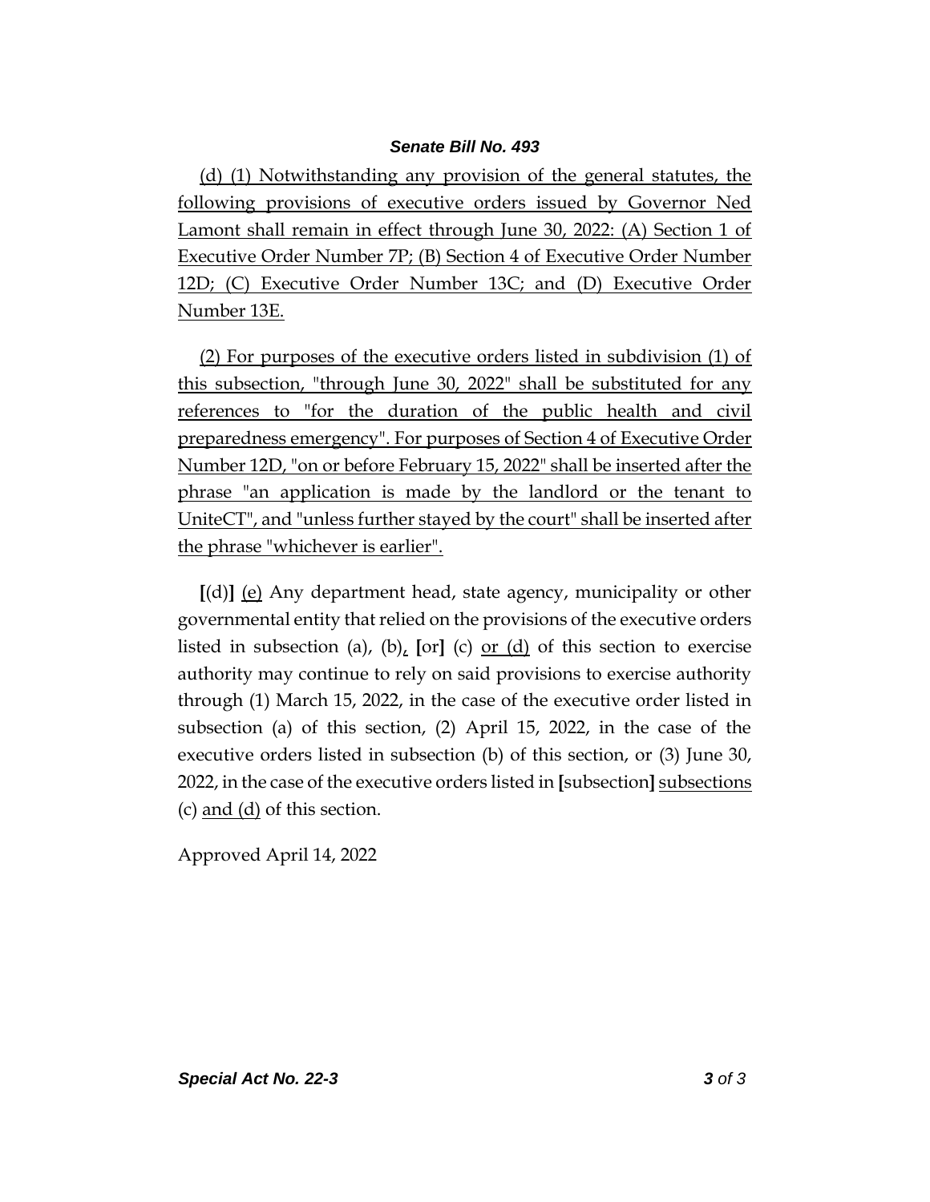(d) (1) Notwithstanding any provision of the general statutes, the following provisions of executive orders issued by Governor Ned Lamont shall remain in effect through June 30, 2022: (A) Section 1 of Executive Order Number 7P; (B) Section 4 of Executive Order Number 12D; (C) Executive Order Number 13C; and (D) Executive Order Number 13E.

(2) For purposes of the executive orders listed in subdivision (1) of this subsection, "through June 30, 2022" shall be substituted for any references to "for the duration of the public health and civil preparedness emergency". For purposes of Section 4 of Executive Order Number 12D, "on or before February 15, 2022" shall be inserted after the phrase "an application is made by the landlord or the tenant to UniteCT", and "unless further stayed by the court" shall be inserted after the phrase "whichever is earlier".

**[**(d)**]** (e) Any department head, state agency, municipality or other governmental entity that relied on the provisions of the executive orders listed in subsection (a), (b), **[**or**]** (c) or (d) of this section to exercise authority may continue to rely on said provisions to exercise authority through (1) March 15, 2022, in the case of the executive order listed in subsection (a) of this section, (2) April 15, 2022, in the case of the executive orders listed in subsection (b) of this section, or (3) June 30, 2022, in the case of the executive orders listed in **[**subsection**]** subsections (c) and (d) of this section.

Approved April 14, 2022